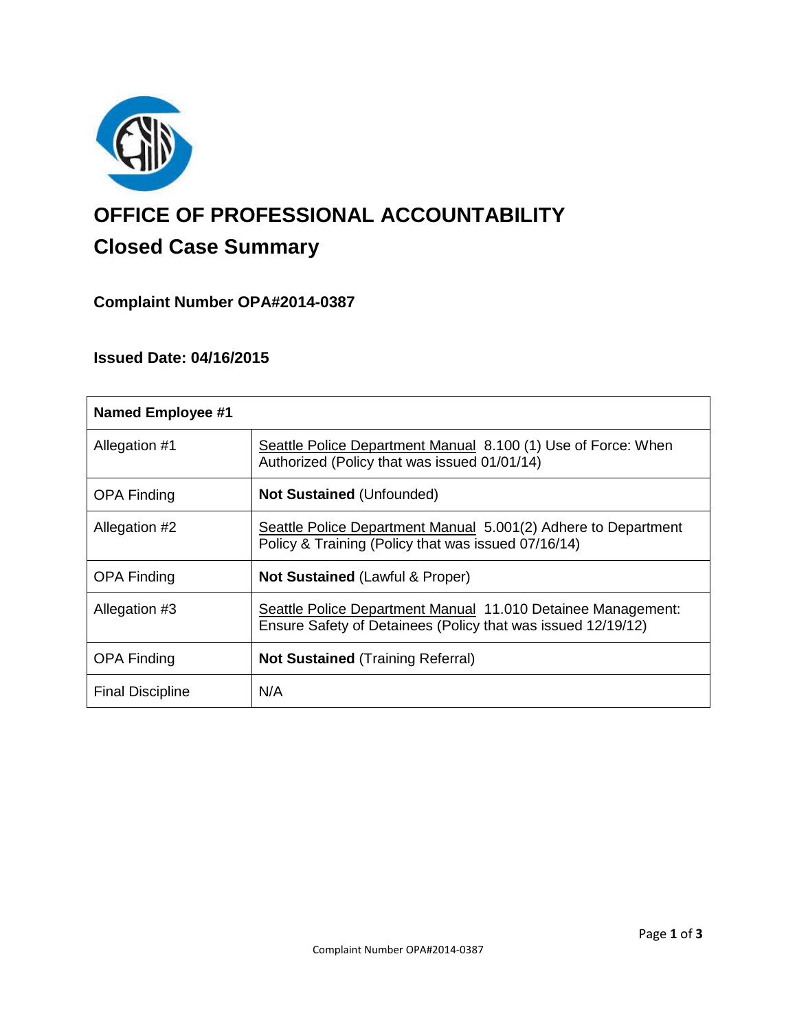# OFFICE OF PROFESSIONAL ACCOUNTABILITY

## Closed Case Summary

### Complaint Number OPA#2014-0387

### Issued Date: 04/16/2015

| Named Employee #1 | |
|---|---|
| Allegation #1 | Seattle Police Department Manual 8.100 (1) Use of Force: When Authorized (Policy that was issued 01/01/14) |
| OPA Finding | **Not Sustained** (Unfounded) |
| Allegation #2 | Seattle Police Department Manual 5.001(2) Adhere to Department Policy & Training (Policy that was issued 07/16/14) |
| OPA Finding | **Not Sustained** (Lawful & Proper) |
| Allegation #3 | Seattle Police Department Manual 11.010 Detainee Management: Ensure Safety of Detainees (Policy that was issued 12/19/12) |
| OPA Finding | **Not Sustained** (Training Referral) |
| Final Discipline | N/A |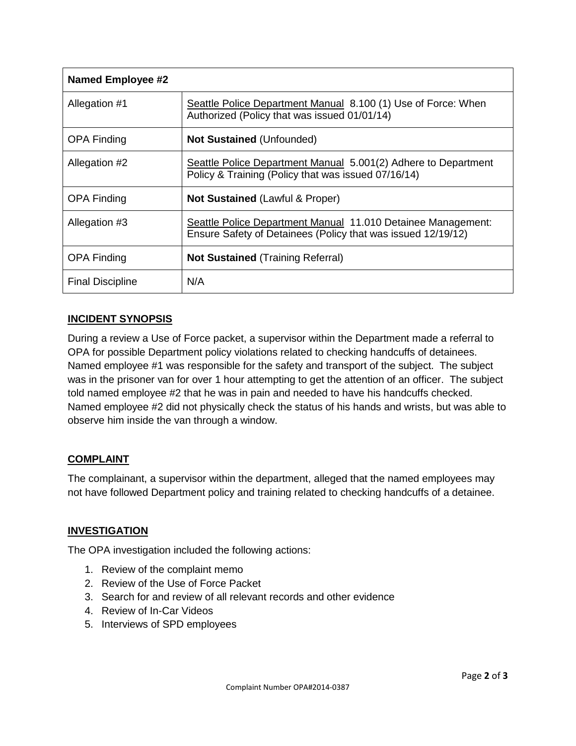| Named Employee #2 | |
| --- | --- |
| Allegation #1 | Seattle Police Department Manual 8.100 (1) Use of Force: When Authorized (Policy that was issued 01/01/14) |
| OPA Finding | **Not Sustained** (Unfounded) |
| Allegation #2 | Seattle Police Department Manual 5.001(2) Adhere to Department Policy & Training (Policy that was issued 07/16/14) |
| OPA Finding | **Not Sustained** (Lawful & Proper) |
| Allegation #3 | Seattle Police Department Manual 11.010 Detainee Management: Ensure Safety of Detainees (Policy that was issued 12/19/12) |
| OPA Finding | **Not Sustained** (Training Referral) |
| Final Discipline | N/A |

## INCIDENT SYNOPSIS

During a review a Use of Force packet, a supervisor within the Department made a referral to OPA for possible Department policy violations related to checking handcuffs of detainees. Named employee #1 was responsible for the safety and transport of the subject. The subject was in the prisoner van for over 1 hour attempting to get the attention of an officer. The subject told named employee #2 that he was in pain and needed to have his handcuffs checked. Named employee #2 did not physically check the status of his hands and wrists, but was able to observe him inside the van through a window.

## COMPLAINT

The complainant, a supervisor within the department, alleged that the named employees may not have followed Department policy and training related to checking handcuffs of a detainee.

## INVESTIGATION

The OPA investigation included the following actions:

1. Review of the complaint memo
2. Review of the Use of Force Packet
3. Search for and review of all relevant records and other evidence
4. Review of In-Car Videos
5. Interviews of SPD employees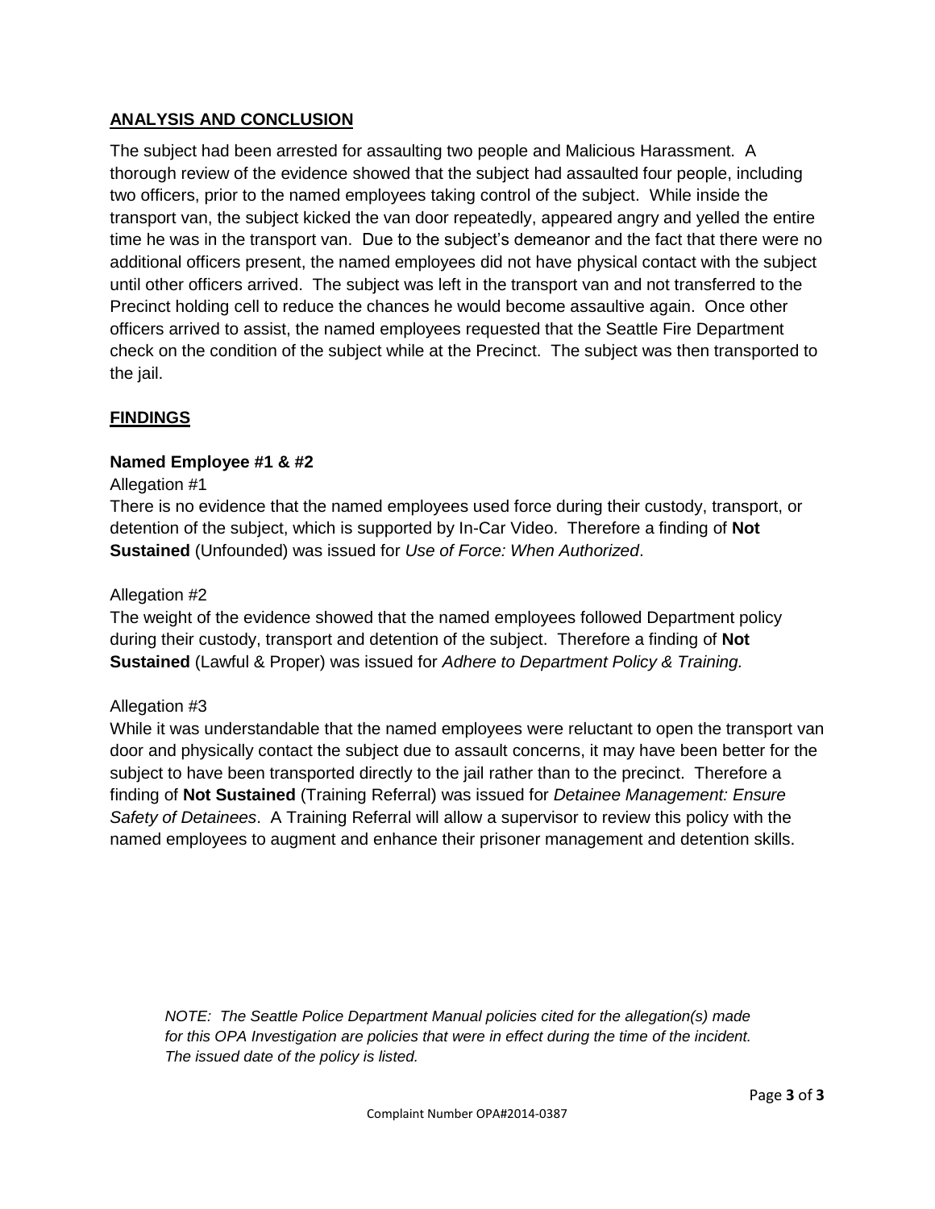## ANALYSIS AND CONCLUSION

The subject had been arrested for assaulting two people and Malicious Harassment. A thorough review of the evidence showed that the subject had assaulted four people, including two officers, prior to the named employees taking control of the subject. While inside the transport van, the subject kicked the van door repeatedly, appeared angry and yelled the entire time he was in the transport van. Due to the subject's demeanor and the fact that there were no additional officers present, the named employees did not have physical contact with the subject until other officers arrived. The subject was left in the transport van and not transferred to the Precinct holding cell to reduce the chances he would become assaultive again. Once other officers arrived to assist, the named employees requested that the Seattle Fire Department check on the condition of the subject while at the Precinct. The subject was then transported to the jail.

## FINDINGS

### Named Employee #1 & #2

Allegation #1

There is no evidence that the named employees used force during their custody, transport, or detention of the subject, which is supported by In-Car Video. Therefore a finding of **Not Sustained** (Unfounded) was issued for *Use of Force: When Authorized*.

Allegation #2

The weight of the evidence showed that the named employees followed Department policy during their custody, transport and detention of the subject. Therefore a finding of **Not Sustained** (Lawful & Proper) was issued for *Adhere to Department Policy & Training.*

Allegation #3

While it was understandable that the named employees were reluctant to open the transport van door and physically contact the subject due to assault concerns, it may have been better for the subject to have been transported directly to the jail rather than to the precinct. Therefore a finding of **Not Sustained** (Training Referral) was issued for *Detainee Management: Ensure Safety of Detainees*. A Training Referral will allow a supervisor to review this policy with the named employees to augment and enhance their prisoner management and detention skills.

*NOTE: The Seattle Police Department Manual policies cited for the allegation(s) made for this OPA Investigation are policies that were in effect during the time of the incident. The issued date of the policy is listed.*

Complaint Number OPA#2014-0387